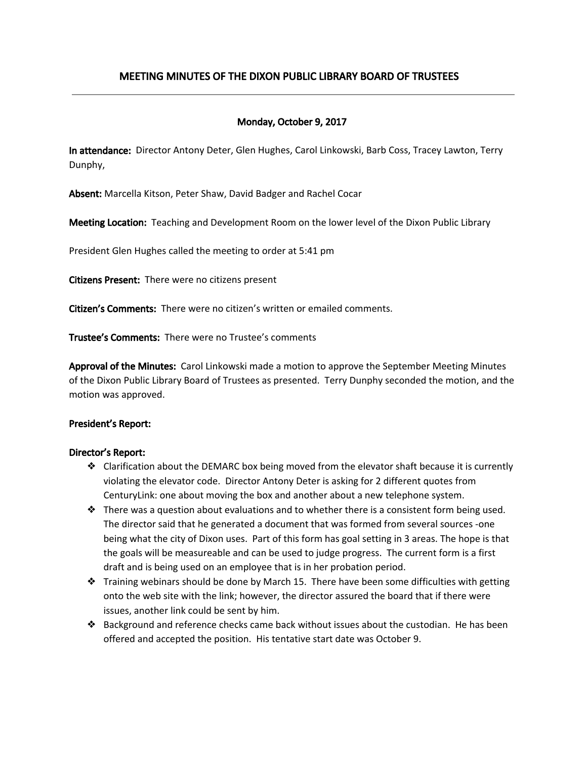# MEETING MINUTES OF THE DIXON PUBLIC LIBRARY BOARD OF TRUSTEES

---

**Monday, October 9, 2017**

**In attendance:** Director Antony Deter, Glen Hughes, Carol Linkowski, Barb Coss, Tracey Lawton, Terry Dunphy,

**Absent:** Marcella Kitson, Peter Shaw, David Badger and Rachel Cocar

**Meeting Location:** Teaching and Development Room on the lower level of the Dixon Public Library

President Glen Hughes called the meeting to order at 5:41 pm

**Citizens Present:** There were no citizens present

**Citizen's Comments:** There were no citizen's written or emailed comments.

**Trustee's Comments:** There were no Trustee's comments

**Approval of the Minutes:** Carol Linkowski made a motion to approve the September Meeting Minutes of the Dixon Public Library Board of Trustees as presented. Terry Dunphy seconded the motion, and the motion was approved.

**President's Report:**

**Director's Report:**

- Clarification about the DEMARC box being moved from the elevator shaft because it is currently violating the elevator code. Director Antony Deter is asking for 2 different quotes from CenturyLink: one about moving the box and another about a new telephone system.
- There was a question about evaluations and to whether there is a consistent form being used. The director said that he generated a document that was formed from several sources -one being what the city of Dixon uses. Part of this form has goal setting in 3 areas. The hope is that the goals will be measureable and can be used to judge progress. The current form is a first draft and is being used on an employee that is in her probation period.
- Training webinars should be done by March 15. There have been some difficulties with getting onto the web site with the link; however, the director assured the board that if there were issues, another link could be sent by him.
- Background and reference checks came back without issues about the custodian. He has been offered and accepted the position. His tentative start date was October 9.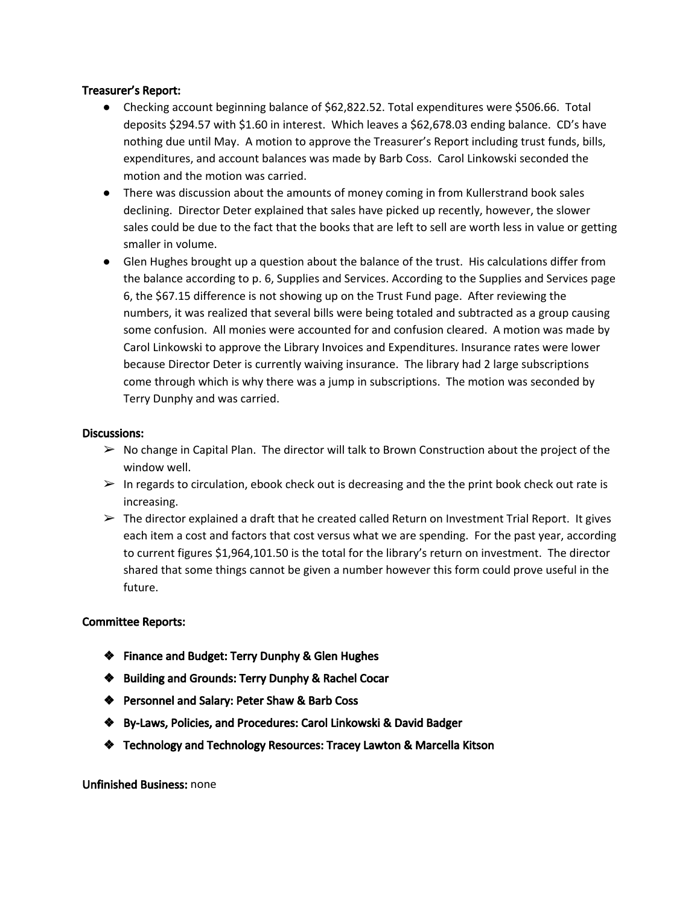**Treasurer's Report:**

- Checking account beginning balance of $62,822.52. Total expenditures were $506.66. Total deposits $294.57 with $1.60 in interest. Which leaves a $62,678.03 ending balance. CD's have nothing due until May. A motion to approve the Treasurer's Report including trust funds, bills, expenditures, and account balances was made by Barb Coss. Carol Linkowski seconded the motion and the motion was carried.
- There was discussion about the amounts of money coming in from Kullerstrand book sales declining. Director Deter explained that sales have picked up recently, however, the slower sales could be due to the fact that the books that are left to sell are worth less in value or getting smaller in volume.
- Glen Hughes brought up a question about the balance of the trust. His calculations differ from the balance according to p. 6, Supplies and Services. According to the Supplies and Services page 6, the $67.15 difference is not showing up on the Trust Fund page. After reviewing the numbers, it was realized that several bills were being totaled and subtracted as a group causing some confusion. All monies were accounted for and confusion cleared. A motion was made by Carol Linkowski to approve the Library Invoices and Expenditures. Insurance rates were lower because Director Deter is currently waiving insurance. The library had 2 large subscriptions come through which is why there was a jump in subscriptions. The motion was seconded by Terry Dunphy and was carried.

**Discussions:**

- No change in Capital Plan. The director will talk to Brown Construction about the project of the window well.
- In regards to circulation, ebook check out is decreasing and the the print book check out rate is increasing.
- The director explained a draft that he created called Return on Investment Trial Report. It gives each item a cost and factors that cost versus what we are spending. For the past year, according to current figures $1,964,101.50 is the total for the library's return on investment. The director shared that some things cannot be given a number however this form could prove useful in the future.

**Committee Reports:**

- **Finance and Budget: Terry Dunphy & Glen Hughes**
- **Building and Grounds: Terry Dunphy & Rachel Cocar**
- **Personnel and Salary: Peter Shaw & Barb Coss**
- **By-Laws, Policies, and Procedures: Carol Linkowski & David Badger**
- **Technology and Technology Resources: Tracey Lawton & Marcella Kitson**

**Unfinished Business:** none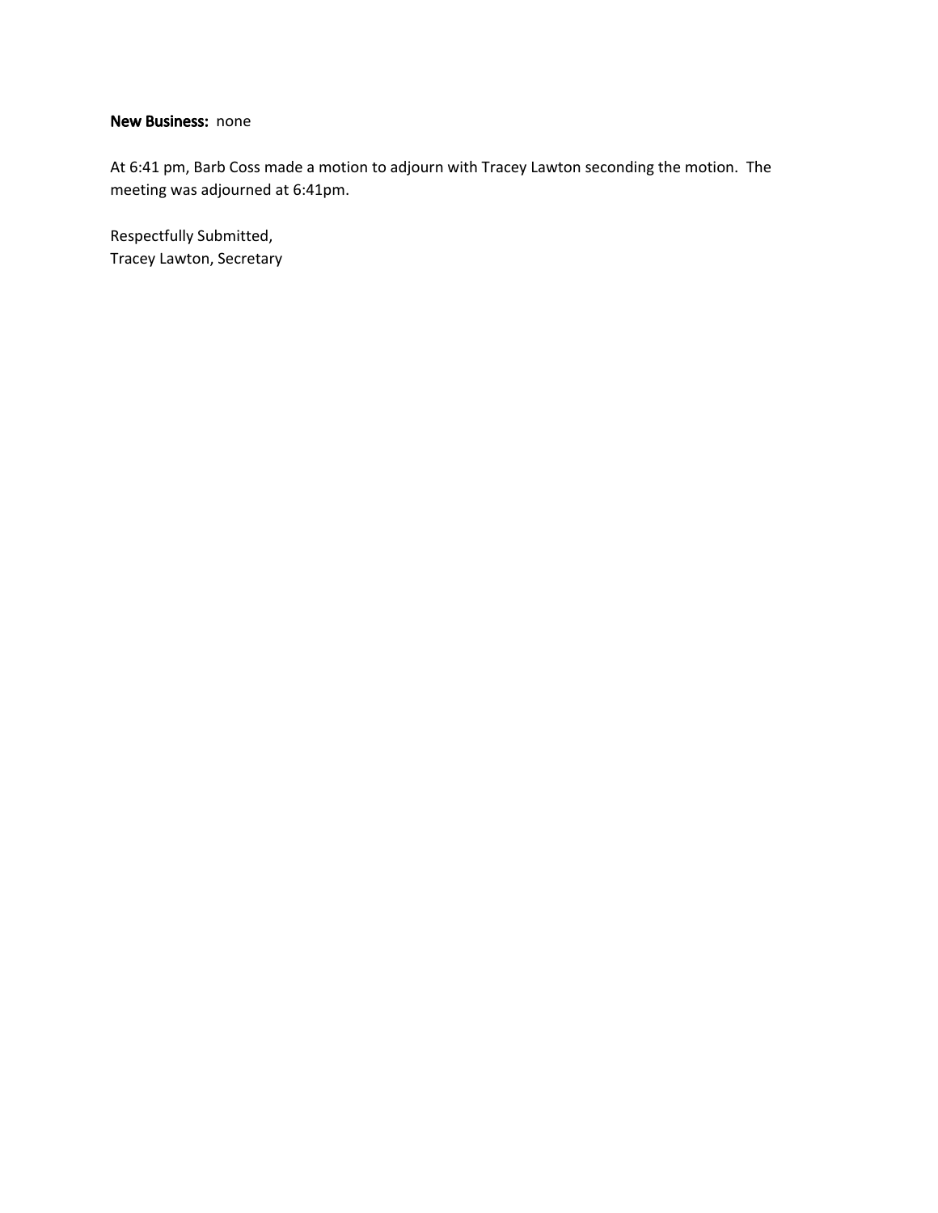**New Business:** none

At 6:41 pm, Barb Coss made a motion to adjourn with Tracey Lawton seconding the motion. The meeting was adjourned at 6:41pm.

Respectfully Submitted,
Tracey Lawton, Secretary